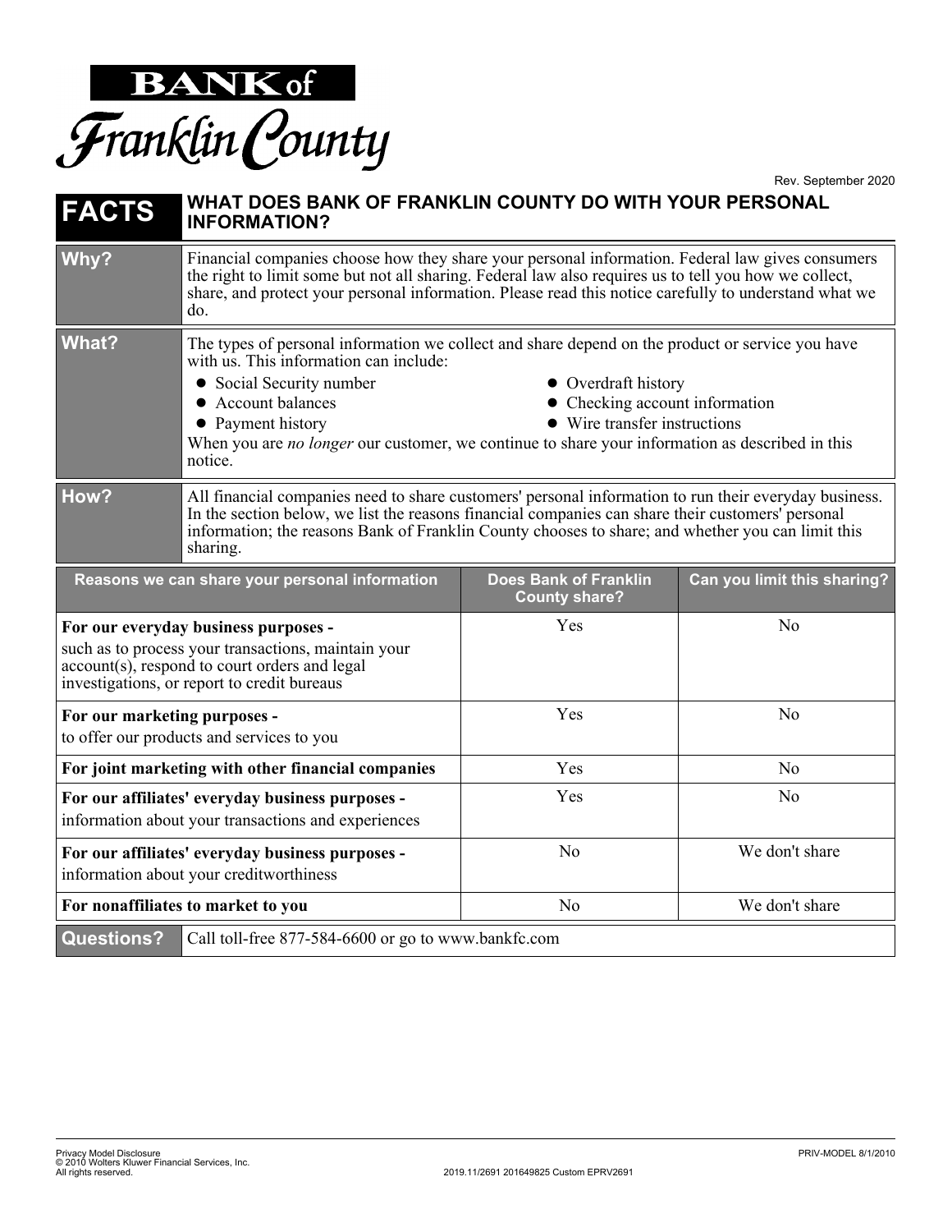# BANK of Franklin County

Rev. September 2020

| **FACTS** | **WHAT DOES BANK OF FRANKLIN COUNTY DO WITH YOUR PERSONAL INFORMATION?** |
|---|---|
| **Why?** | Financial companies choose how they share your personal information. Federal law gives consumers the right to limit some but not all sharing. Federal law also requires us to tell you how we collect, share, and protect your personal information. Please read this notice carefully to understand what we do. |
| **What?** | The types of personal information we collect and share depend on the product or service you have with us. This information can include:<br>• Social Security number<br>• Account balances<br>• Payment history<br>• Overdraft history<br>• Checking account information<br>• Wire transfer instructions<br>When you are *no longer* our customer, we continue to share your information as described in this notice. |
| **How?** | All financial companies need to share customers' personal information to run their everyday business. In the section below, we list the reasons financial companies can share their customers' personal information; the reasons Bank of Franklin County chooses to share; and whether you can limit this sharing. |

| Reasons we can share your personal information | Does Bank of Franklin County share? | Can you limit this sharing? |
|---|---|---|
| **For our everyday business purposes -** such as to process your transactions, maintain your account(s), respond to court orders and legal investigations, or report to credit bureaus | Yes | No |
| **For our marketing purposes -** to offer our products and services to you | Yes | No |
| **For joint marketing with other financial companies** | Yes | No |
| **For our affiliates' everyday business purposes -** information about your transactions and experiences | Yes | No |
| **For our affiliates' everyday business purposes -** information about your creditworthiness | No | We don't share |
| **For nonaffiliates to market to you** | No | We don't share |

| **Questions?** | Call toll-free 877-584-6600 or go to www.bankfc.com |
|---|---|

Privacy Model Disclosure
© 2010 Wolters Kluwer Financial Services, Inc.
All rights reserved.

2019.11/2691 201649825 Custom EPRV2691

PRIV-MODEL 8/1/2010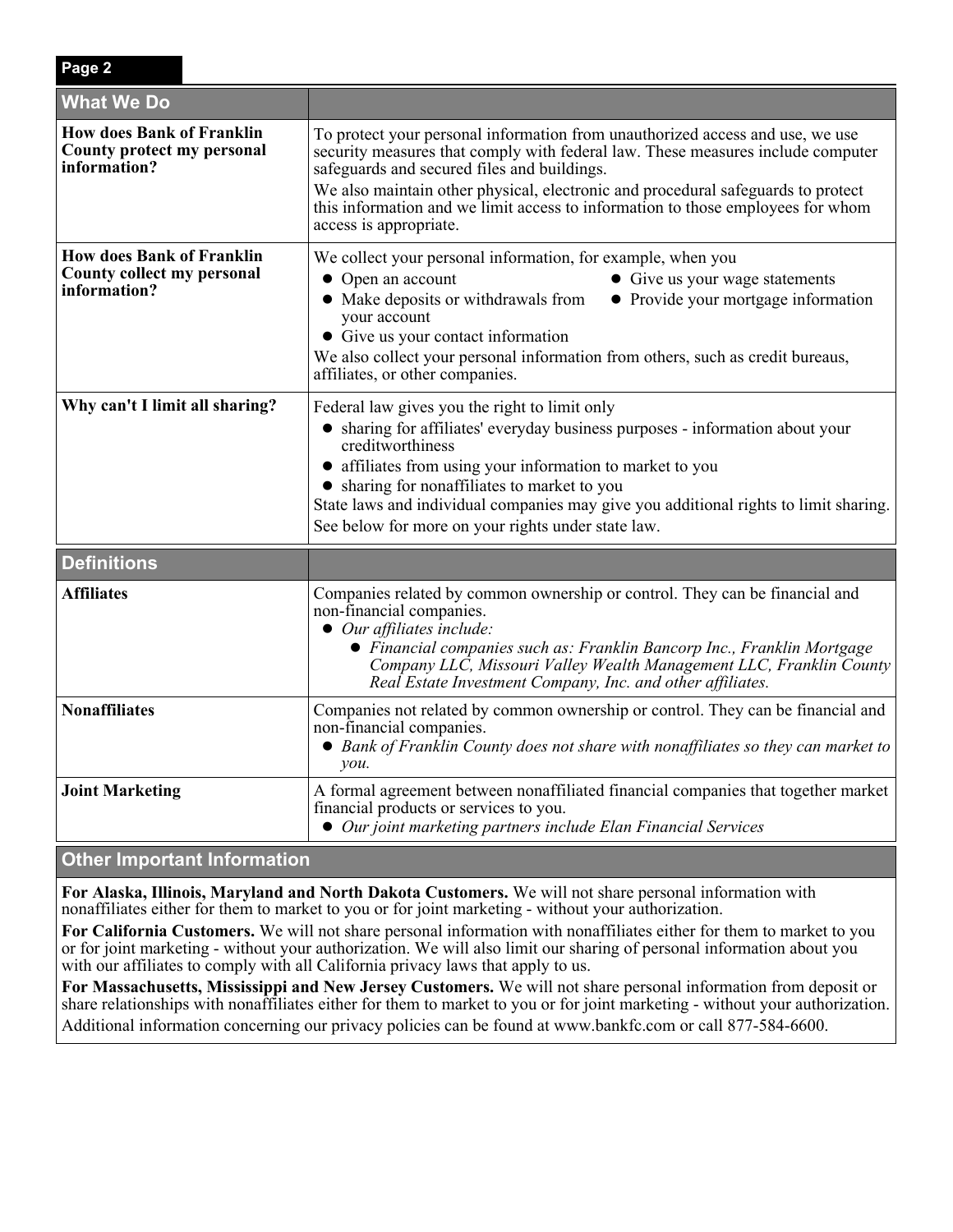| What We Do | |
|---|---|
| **How does Bank of Franklin County protect my personal information?** | To protect your personal information from unauthorized access and use, we use security measures that comply with federal law. These measures include computer safeguards and secured files and buildings.<br>We also maintain other physical, electronic and procedural safeguards to protect this information and we limit access to information to those employees for whom access is appropriate. |
| **How does Bank of Franklin County collect my personal information?** | We collect your personal information, for example, when you<br>• Open an account<br>• Make deposits or withdrawals from your account<br>• Give us your contact information<br>• Give us your wage statements<br>• Provide your mortgage information<br>We also collect your personal information from others, such as credit bureaus, affiliates, or other companies. |
| **Why can't I limit all sharing?** | Federal law gives you the right to limit only<br>• sharing for affiliates' everyday business purposes - information about your creditworthiness<br>• affiliates from using your information to market to you<br>• sharing for nonaffiliates to market to you<br>State laws and individual companies may give you additional rights to limit sharing.<br>See below for more on your rights under state law. |

| Definitions | |
|---|---|
| **Affiliates** | Companies related by common ownership or control. They can be financial and non-financial companies.<br>• *Our affiliates include:*<br>  • *Financial companies such as: Franklin Bancorp Inc., Franklin Mortgage Company LLC, Missouri Valley Wealth Management LLC, Franklin County Real Estate Investment Company, Inc. and other affiliates.* |
| **Nonaffiliates** | Companies not related by common ownership or control. They can be financial and non-financial companies.<br>• *Bank of Franklin County does not share with nonaffiliates so they can market to you.* |
| **Joint Marketing** | A formal agreement between nonaffiliated financial companies that together market financial products or services to you.<br>• *Our joint marketing partners include Elan Financial Services* |

## Other Important Information

**For Alaska, Illinois, Maryland and North Dakota Customers.** We will not share personal information with nonaffiliates either for them to market to you or for joint marketing - without your authorization.

**For California Customers.** We will not share personal information with nonaffiliates either for them to market to you or for joint marketing - without your authorization. We will also limit our sharing of personal information about you with our affiliates to comply with all California privacy laws that apply to us.

**For Massachusetts, Mississippi and New Jersey Customers.** We will not share personal information from deposit or share relationships with nonaffiliates either for them to market to you or for joint marketing - without your authorization.

Additional information concerning our privacy policies can be found at www.bankfc.com or call 877-584-6600.